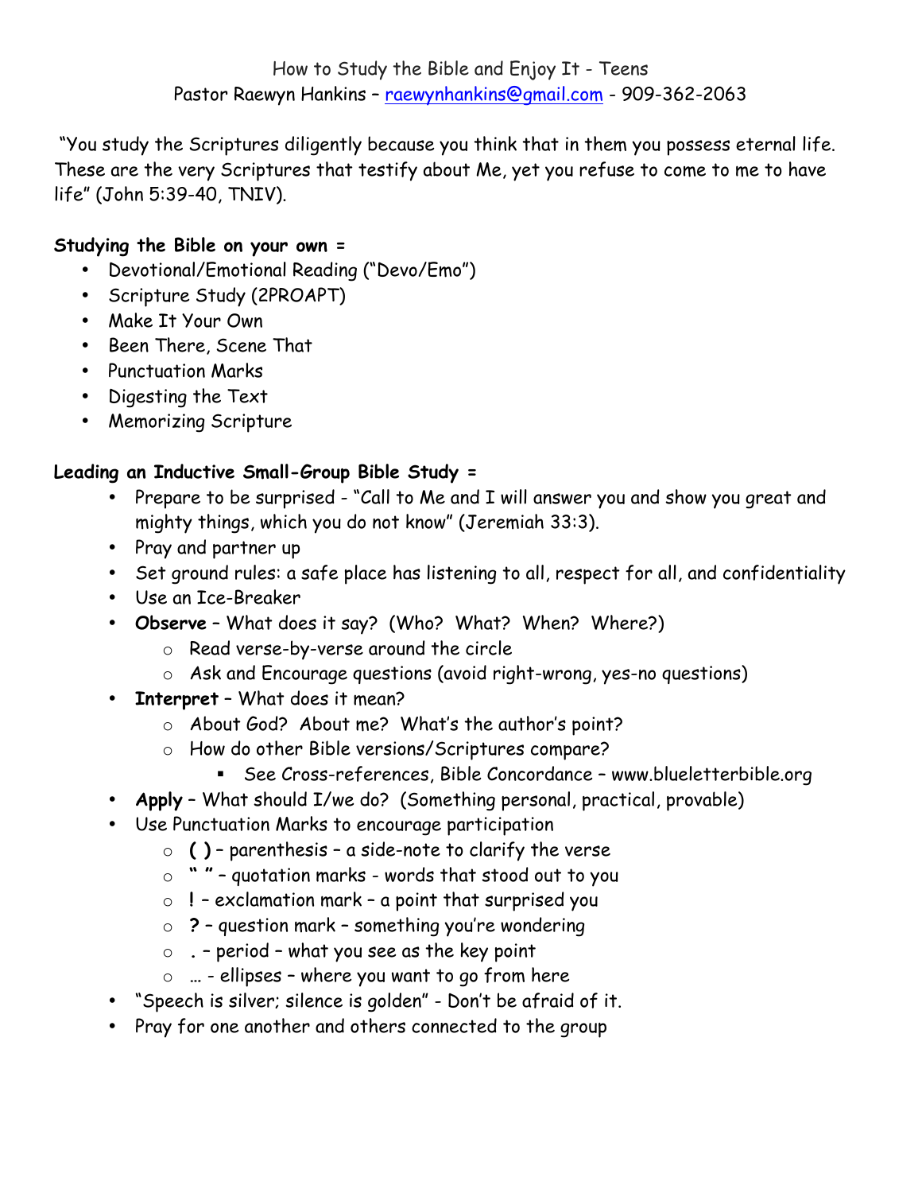How to Study the Bible and Enjoy It - Teens

Pastor Raewyn Hankins – raewynhankins@gmail.com - 909-362-2063

"You study the Scriptures diligently because you think that in them you possess eternal life. These are the very Scriptures that testify about Me, yet you refuse to come to me to have life" (John 5:39-40, TNIV).

**Studying the Bible on your own =**

- Devotional/Emotional Reading ("Devo/Emo")
- Scripture Study (2PROAPT)
- Make It Your Own
- Been There, Scene That
- Punctuation Marks
- Digesting the Text
- Memorizing Scripture

**Leading an Inductive Small-Group Bible Study =**

- Prepare to be surprised - "Call to Me and I will answer you and show you great and mighty things, which you do not know" (Jeremiah 33:3).
- Pray and partner up
- Set ground rules: a safe place has listening to all, respect for all, and confidentiality
- Use an Ice-Breaker
- **Observe** – What does it say? (Who? What? When? Where?)
  - Read verse-by-verse around the circle
  - Ask and Encourage questions (avoid right-wrong, yes-no questions)
- **Interpret** – What does it mean?
  - About God? About me? What's the author's point?
  - How do other Bible versions/Scriptures compare?
    - See Cross-references, Bible Concordance – www.blueletterbible.org
- **Apply** – What should I/we do? (Something personal, practical, provable)
- Use Punctuation Marks to encourage participation
  - **( )** – parenthesis – a side-note to clarify the verse
  - **" "** – quotation marks - words that stood out to you
  - **!** – exclamation mark – a point that surprised you
  - **?** – question mark – something you're wondering
  - **.** – period – what you see as the key point
  - … - ellipses – where you want to go from here
- "Speech is silver; silence is golden" - Don't be afraid of it.
- Pray for one another and others connected to the group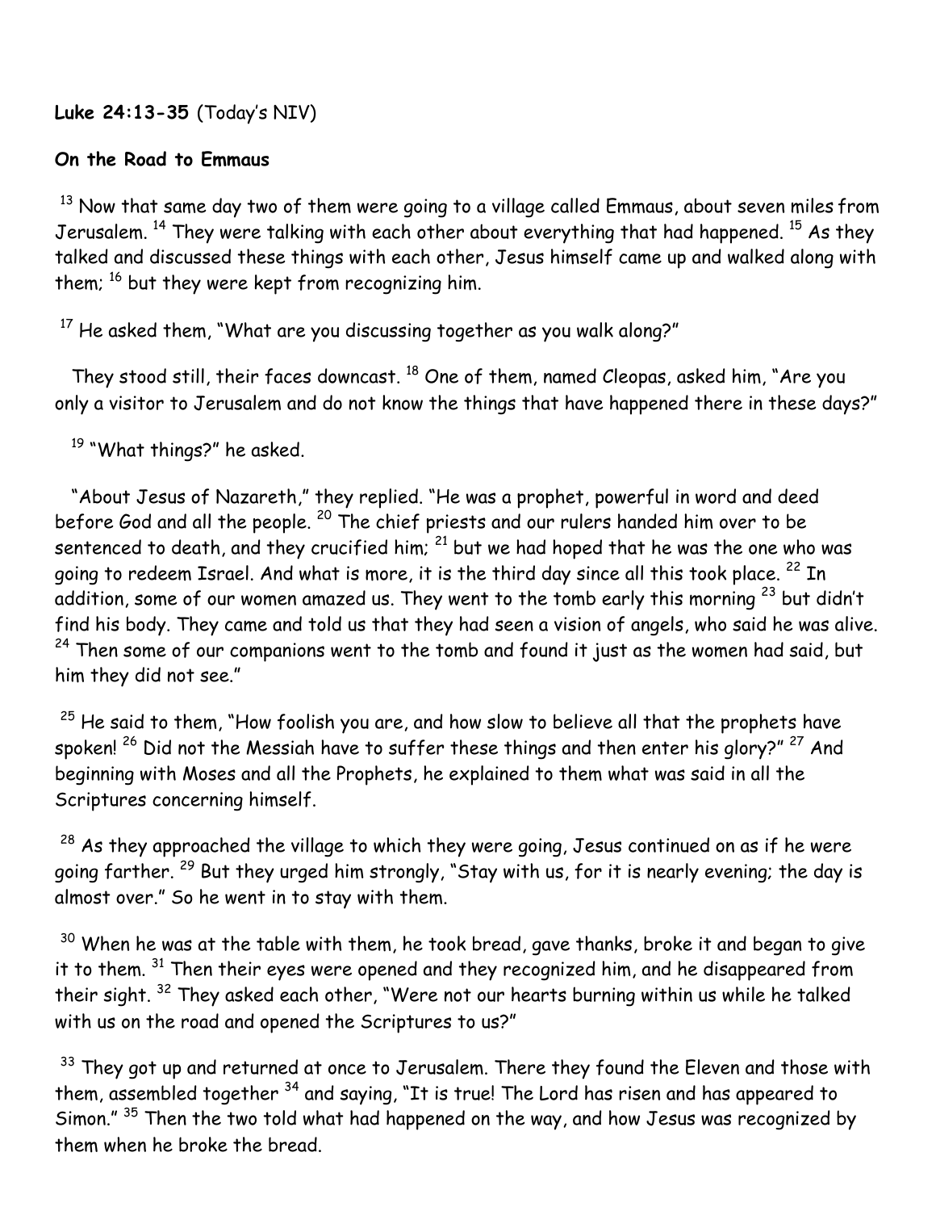**Luke 24:13-35** (Today's NIV)

**On the Road to Emmaus**

[13] Now that same day two of them were going to a village called Emmaus, about seven miles from Jerusalem. [14] They were talking with each other about everything that had happened. [15] As they talked and discussed these things with each other, Jesus himself came up and walked along with them; [16] but they were kept from recognizing him.

[17] He asked them, "What are you discussing together as you walk along?"

They stood still, their faces downcast. [18] One of them, named Cleopas, asked him, "Are you only a visitor to Jerusalem and do not know the things that have happened there in these days?"

[19] "What things?" he asked.

"About Jesus of Nazareth," they replied. "He was a prophet, powerful in word and deed before God and all the people. [20] The chief priests and our rulers handed him over to be sentenced to death, and they crucified him; [21] but we had hoped that he was the one who was going to redeem Israel. And what is more, it is the third day since all this took place. [22] In addition, some of our women amazed us. They went to the tomb early this morning [23] but didn't find his body. They came and told us that they had seen a vision of angels, who said he was alive. [24] Then some of our companions went to the tomb and found it just as the women had said, but him they did not see."

[25] He said to them, "How foolish you are, and how slow to believe all that the prophets have spoken! [26] Did not the Messiah have to suffer these things and then enter his glory?" [27] And beginning with Moses and all the Prophets, he explained to them what was said in all the Scriptures concerning himself.

[28] As they approached the village to which they were going, Jesus continued on as if he were going farther. [29] But they urged him strongly, "Stay with us, for it is nearly evening; the day is almost over." So he went in to stay with them.

[30] When he was at the table with them, he took bread, gave thanks, broke it and began to give it to them. [31] Then their eyes were opened and they recognized him, and he disappeared from their sight. [32] They asked each other, "Were not our hearts burning within us while he talked with us on the road and opened the Scriptures to us?"

[33] They got up and returned at once to Jerusalem. There they found the Eleven and those with them, assembled together [34] and saying, "It is true! The Lord has risen and has appeared to Simon." [35] Then the two told what had happened on the way, and how Jesus was recognized by them when he broke the bread.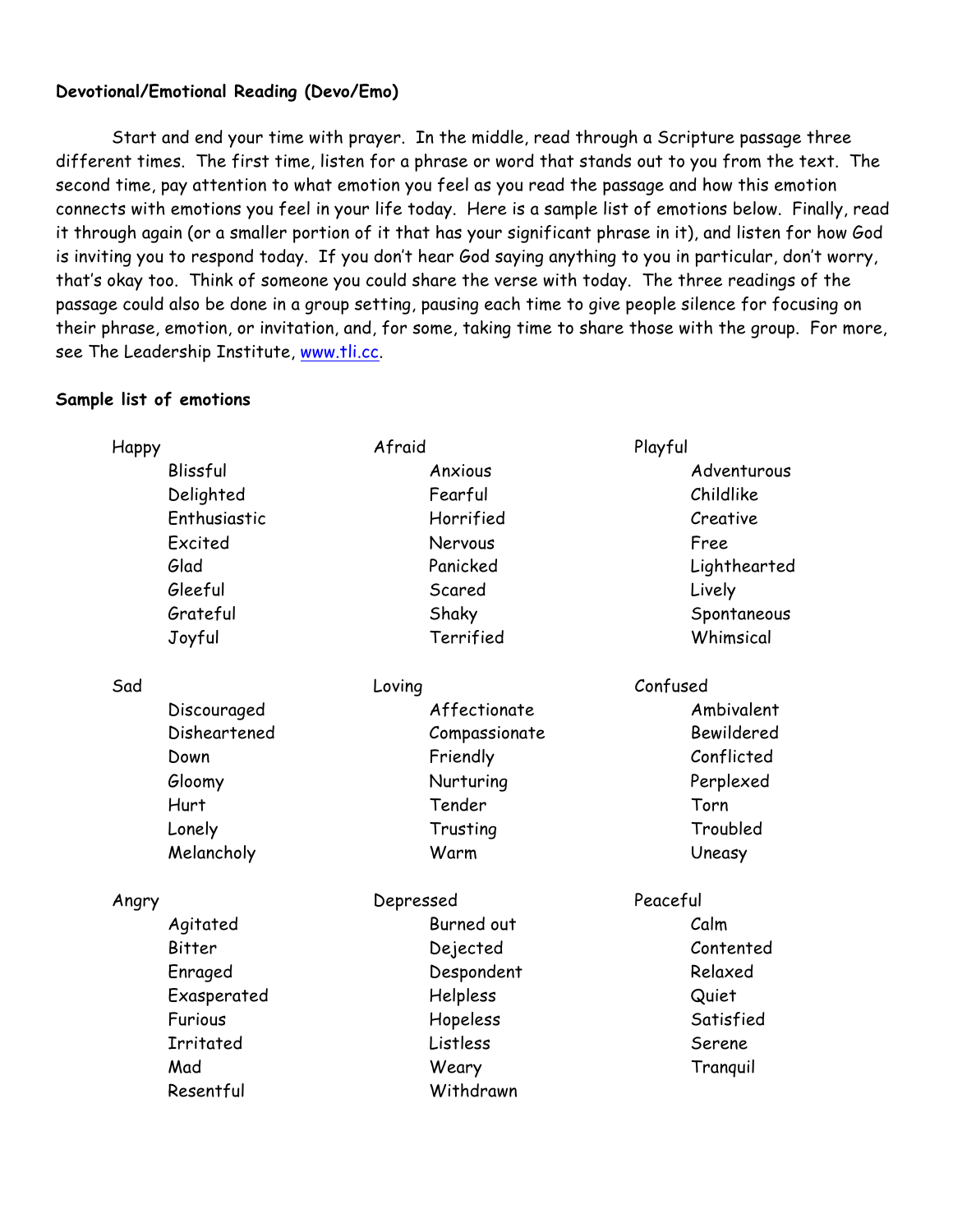**Devotional/Emotional Reading (Devo/Emo)**

Start and end your time with prayer. In the middle, read through a Scripture passage three different times. The first time, listen for a phrase or word that stands out to you from the text. The second time, pay attention to what emotion you feel as you read the passage and how this emotion connects with emotions you feel in your life today. Here is a sample list of emotions below. Finally, read it through again (or a smaller portion of it that has your significant phrase in it), and listen for how God is inviting you to respond today. If you don't hear God saying anything to you in particular, don't worry, that's okay too. Think of someone you could share the verse with today. The three readings of the passage could also be done in a group setting, pausing each time to give people silence for focusing on their phrase, emotion, or invitation, and, for some, taking time to share those with the group. For more, see The Leadership Institute, www.tli.cc.

**Sample list of emotions**

Happy
- Blissful
- Delighted
- Enthusiastic
- Excited
- Glad
- Gleeful
- Grateful
- Joyful

Afraid
- Anxious
- Fearful
- Horrified
- Nervous
- Panicked
- Scared
- Shaky
- Terrified

Playful
- Adventurous
- Childlike
- Creative
- Free
- Lighthearted
- Lively
- Spontaneous
- Whimsical

Sad
- Discouraged
- Disheartened
- Down
- Gloomy
- Hurt
- Lonely
- Melancholy

Loving
- Affectionate
- Compassionate
- Friendly
- Nurturing
- Tender
- Trusting
- Warm

Confused
- Ambivalent
- Bewildered
- Conflicted
- Perplexed
- Torn
- Troubled
- Uneasy

Angry
- Agitated
- Bitter
- Enraged
- Exasperated
- Furious
- Irritated
- Mad
- Resentful

Depressed
- Burned out
- Dejected
- Despondent
- Helpless
- Hopeless
- Listless
- Weary
- Withdrawn

Peaceful
- Calm
- Contented
- Relaxed
- Quiet
- Satisfied
- Serene
- Tranquil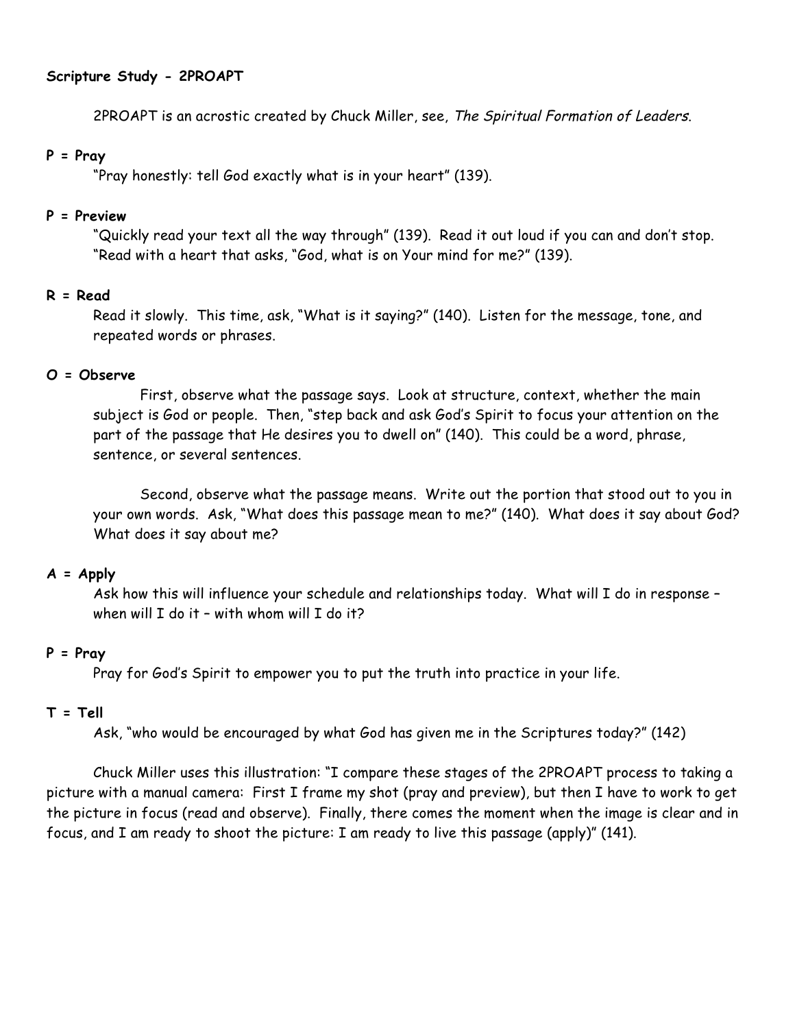**Scripture Study - 2PROAPT**

2PROAPT is an acrostic created by Chuck Miller, see, *The Spiritual Formation of Leaders*.

**P = Pray**

"Pray honestly: tell God exactly what is in your heart" (139).

**P = Preview**

"Quickly read your text all the way through" (139). Read it out loud if you can and don't stop. "Read with a heart that asks, "God, what is on Your mind for me?" (139).

**R = Read**

Read it slowly. This time, ask, "What is it saying?" (140). Listen for the message, tone, and repeated words or phrases.

**O = Observe**

First, observe what the passage says. Look at structure, context, whether the main subject is God or people. Then, "step back and ask God's Spirit to focus your attention on the part of the passage that He desires you to dwell on" (140). This could be a word, phrase, sentence, or several sentences.

Second, observe what the passage means. Write out the portion that stood out to you in your own words. Ask, "What does this passage mean to me?" (140). What does it say about God? What does it say about me?

**A = Apply**

Ask how this will influence your schedule and relationships today. What will I do in response – when will I do it – with whom will I do it?

**P = Pray**

Pray for God's Spirit to empower you to put the truth into practice in your life.

**T = Tell**

Ask, "who would be encouraged by what God has given me in the Scriptures today?" (142)

Chuck Miller uses this illustration: "I compare these stages of the 2PROAPT process to taking a picture with a manual camera: First I frame my shot (pray and preview), but then I have to work to get the picture in focus (read and observe). Finally, there comes the moment when the image is clear and in focus, and I am ready to shoot the picture: I am ready to live this passage (apply)" (141).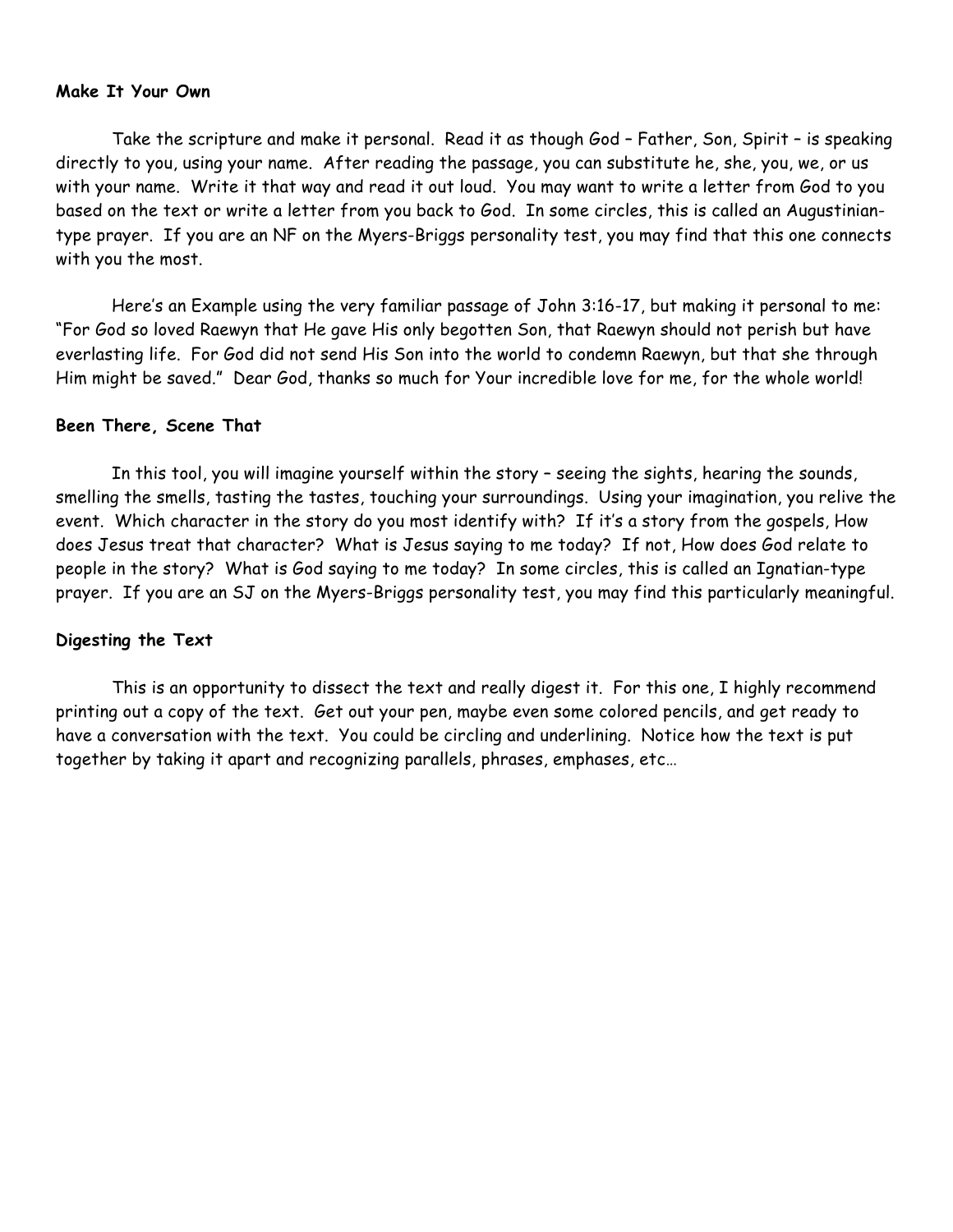**Make It Your Own**

Take the scripture and make it personal. Read it as though God – Father, Son, Spirit – is speaking directly to you, using your name. After reading the passage, you can substitute he, she, you, we, or us with your name. Write it that way and read it out loud. You may want to write a letter from God to you based on the text or write a letter from you back to God. In some circles, this is called an Augustinian-type prayer. If you are an NF on the Myers-Briggs personality test, you may find that this one connects with you the most.

Here's an Example using the very familiar passage of John 3:16-17, but making it personal to me: "For God so loved Raewyn that He gave His only begotten Son, that Raewyn should not perish but have everlasting life. For God did not send His Son into the world to condemn Raewyn, but that she through Him might be saved." Dear God, thanks so much for Your incredible love for me, for the whole world!

**Been There, Scene That**

In this tool, you will imagine yourself within the story – seeing the sights, hearing the sounds, smelling the smells, tasting the tastes, touching your surroundings. Using your imagination, you relive the event. Which character in the story do you most identify with? If it's a story from the gospels, How does Jesus treat that character? What is Jesus saying to me today? If not, How does God relate to people in the story? What is God saying to me today? In some circles, this is called an Ignatian-type prayer. If you are an SJ on the Myers-Briggs personality test, you may find this particularly meaningful.

**Digesting the Text**

This is an opportunity to dissect the text and really digest it. For this one, I highly recommend printing out a copy of the text. Get out your pen, maybe even some colored pencils, and get ready to have a conversation with the text. You could be circling and underlining. Notice how the text is put together by taking it apart and recognizing parallels, phrases, emphases, etc…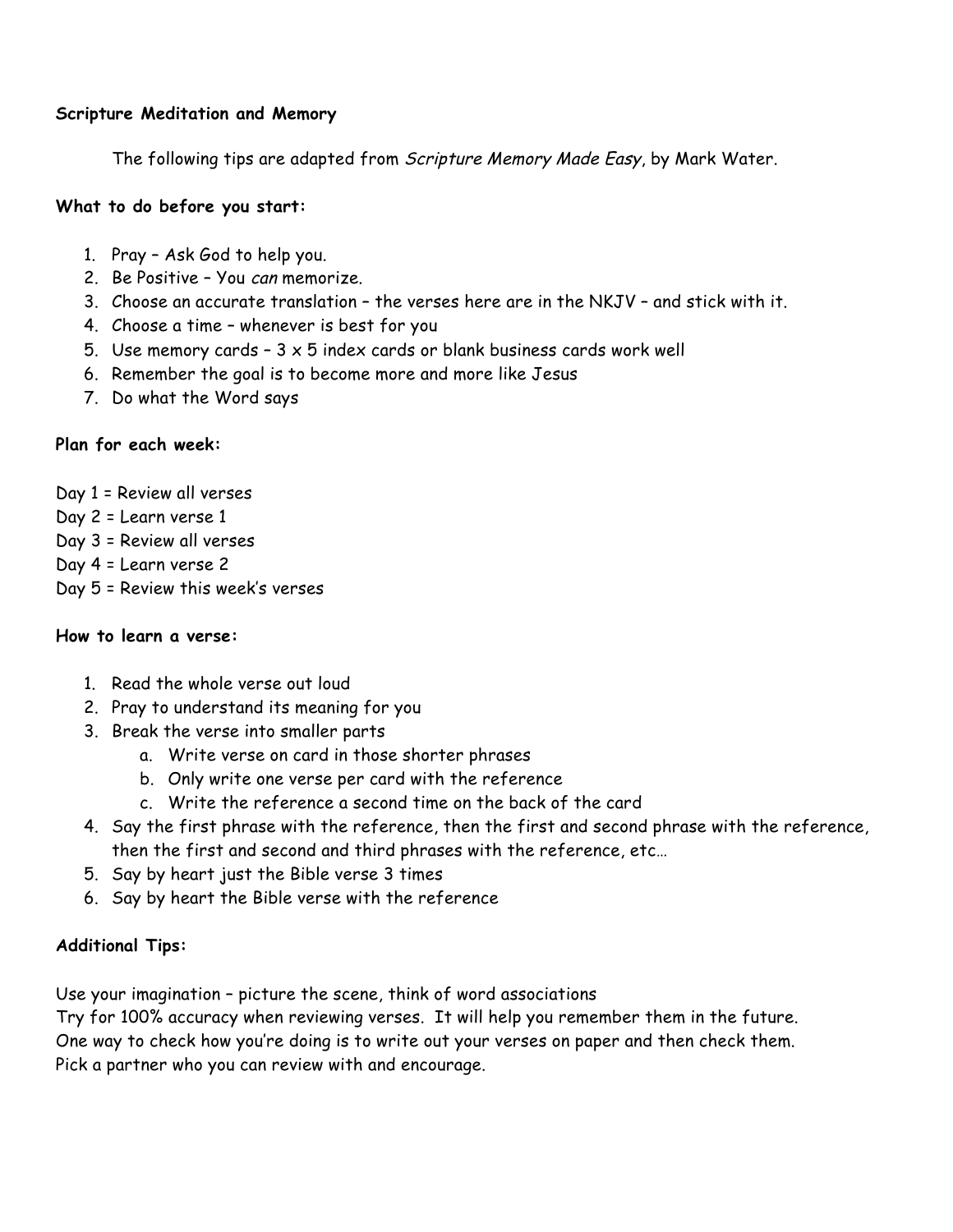**Scripture Meditation and Memory**

The following tips are adapted from *Scripture Memory Made Easy*, by Mark Water.

**What to do before you start:**

1. Pray – Ask God to help you.
2. Be Positive – You *can* memorize.
3. Choose an accurate translation – the verses here are in the NKJV – and stick with it.
4. Choose a time – whenever is best for you
5. Use memory cards – 3 x 5 index cards or blank business cards work well
6. Remember the goal is to become more and more like Jesus
7. Do what the Word says

**Plan for each week:**

Day 1 = Review all verses
Day 2 = Learn verse 1
Day 3 = Review all verses
Day 4 = Learn verse 2
Day 5 = Review this week's verses

**How to learn a verse:**

1. Read the whole verse out loud
2. Pray to understand its meaning for you
3. Break the verse into smaller parts
   a. Write verse on card in those shorter phrases
   b. Only write one verse per card with the reference
   c. Write the reference a second time on the back of the card
4. Say the first phrase with the reference, then the first and second phrase with the reference, then the first and second and third phrases with the reference, etc…
5. Say by heart just the Bible verse 3 times
6. Say by heart the Bible verse with the reference

**Additional Tips:**

Use your imagination – picture the scene, think of word associations
Try for 100% accuracy when reviewing verses. It will help you remember them in the future.
One way to check how you're doing is to write out your verses on paper and then check them.
Pick a partner who you can review with and encourage.